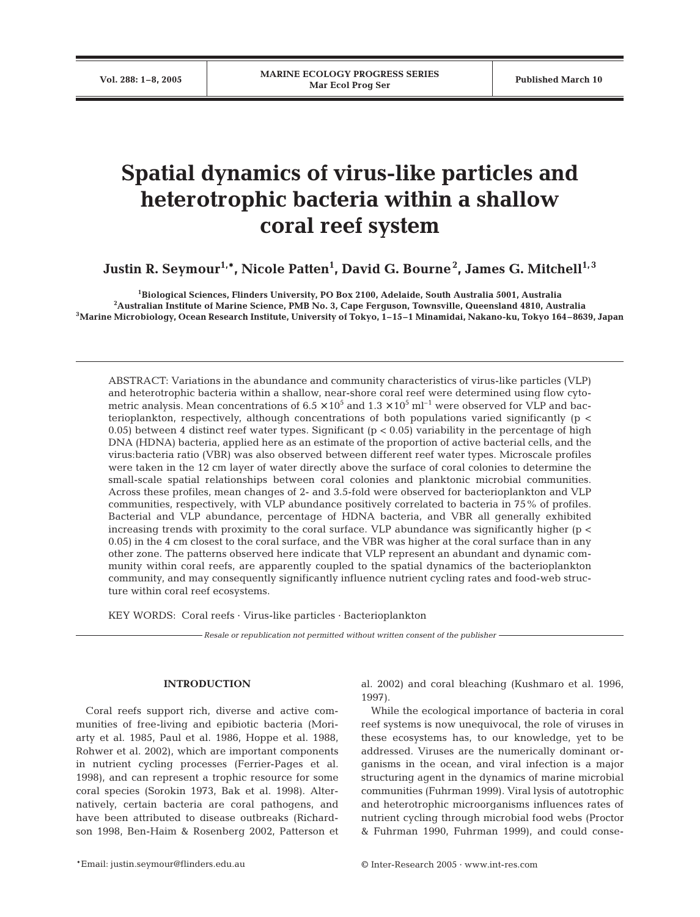# Spatial dynamics of virus-like particles and heterotrophic bacteria within a shallow coral reef system

**Justin R. Seymour[1,*], Nicole Patten[1], David G. Bourne[2], James G. Mitchell[1,3]**

[1]Biological Sciences, Flinders University, PO Box 2100, Adelaide, South Australia 5001, Australia
[2]Australian Institute of Marine Science, PMB No. 3, Cape Ferguson, Townsville, Queensland 4810, Australia
[3]Marine Microbiology, Ocean Research Institute, University of Tokyo, 1–15–1 Minamidai, Nakano-ku, Tokyo 164–8639, Japan

ABSTRACT: Variations in the abundance and community characteristics of virus-like particles (VLP) and heterotrophic bacteria within a shallow, near-shore coral reef were determined using flow cytometric analysis. Mean concentrations of $6.5 \times 10^5$ and $1.3 \times 10^5$ $ml^{-1}$ were observed for VLP and bacterioplankton, respectively, although concentrations of both populations varied significantly ($p < 0.05$) between 4 distinct reef water types. Significant ($p < 0.05$) variability in the percentage of high DNA (HDNA) bacteria, applied here as an estimate of the proportion of active bacterial cells, and the virus:bacteria ratio (VBR) was also observed between different reef water types. Microscale profiles were taken in the 12 cm layer of water directly above the surface of coral colonies to determine the small-scale spatial relationships between coral colonies and planktonic microbial communities. Across these profiles, mean changes of 2- and 3.5-fold were observed for bacterioplankton and VLP communities, respectively, with VLP abundance positively correlated to bacteria in 75% of profiles. Bacterial and VLP abundance, percentage of HDNA bacteria, and VBR all generally exhibited increasing trends with proximity to the coral surface. VLP abundance was significantly higher ($p < 0.05$) in the 4 cm closest to the coral surface, and the VBR was higher at the coral surface than in any other zone. The patterns observed here indicate that VLP represent an abundant and dynamic community within coral reefs, are apparently coupled to the spatial dynamics of the bacterioplankton community, and may consequently significantly influence nutrient cycling rates and food-web structure within coral reef ecosystems.

KEY WORDS: Coral reefs · Virus-like particles · Bacterioplankton

*Resale or republication not permitted without written consent of the publisher*

## INTRODUCTION

Coral reefs support rich, diverse and active communities of free-living and epibiotic bacteria (Moriarty et al. 1985, Paul et al. 1986, Hoppe et al. 1988, Rohwer et al. 2002), which are important components in nutrient cycling processes (Ferrier-Pages et al. 1998), and can represent a trophic resource for some coral species (Sorokin 1973, Bak et al. 1998). Alternatively, certain bacteria are coral pathogens, and have been attributed to disease outbreaks (Richardson 1998, Ben-Haim & Rosenberg 2002, Patterson et al. 2002) and coral bleaching (Kushmaro et al. 1996, 1997).

While the ecological importance of bacteria in coral reef systems is now unequivocal, the role of viruses in these ecosystems has, to our knowledge, yet to be addressed. Viruses are the numerically dominant organisms in the ocean, and viral infection is a major structuring agent in the dynamics of marine microbial communities (Fuhrman 1999). Viral lysis of autotrophic and heterotrophic microorganisms influences rates of nutrient cycling through microbial food webs (Proctor & Fuhrman 1990, Fuhrman 1999), and could conse-

*Email: justin.seymour@flinders.edu.au

© Inter-Research 2005 · www.int-res.com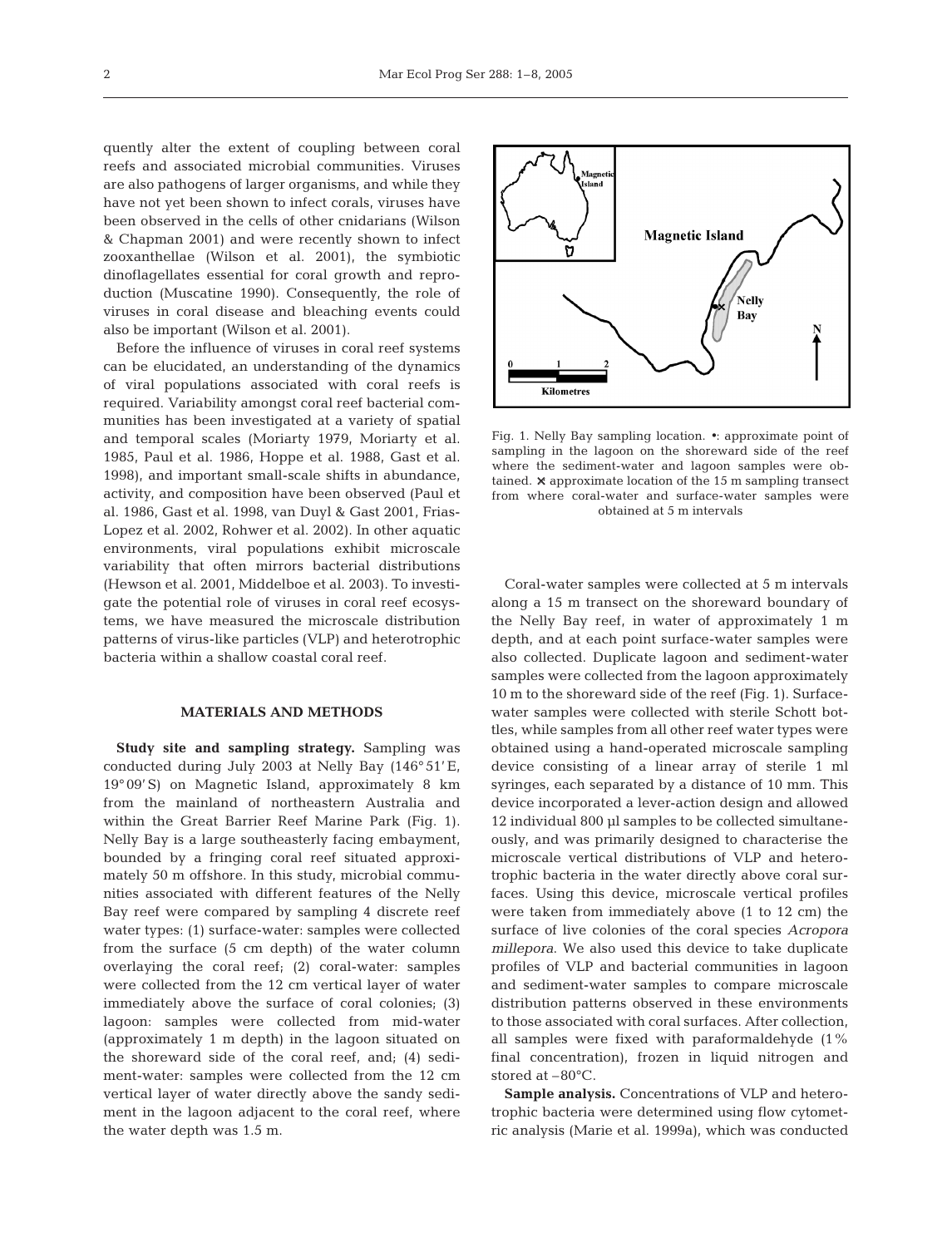quently alter the extent of coupling between coral reefs and associated microbial communities. Viruses are also pathogens of larger organisms, and while they have not yet been shown to infect corals, viruses have been observed in the cells of other cnidarians (Wilson & Chapman 2001) and were recently shown to infect zooxanthellae (Wilson et al. 2001), the symbiotic dinoflagellates essential for coral growth and reproduction (Muscatine 1990). Consequently, the role of viruses in coral disease and bleaching events could also be important (Wilson et al. 2001).

Before the influence of viruses in coral reef systems can be elucidated, an understanding of the dynamics of viral populations associated with coral reefs is required. Variability amongst coral reef bacterial communities has been investigated at a variety of spatial and temporal scales (Moriarty 1979, Moriarty et al. 1985, Paul et al. 1986, Hoppe et al. 1988, Gast et al. 1998), and important small-scale shifts in abundance, activity, and composition have been observed (Paul et al. 1986, Gast et al. 1998, van Duyl & Gast 2001, Frias-Lopez et al. 2002, Rohwer et al. 2002). In other aquatic environments, viral populations exhibit microscale variability that often mirrors bacterial distributions (Hewson et al. 2001, Middelboe et al. 2003). To investigate the potential role of viruses in coral reef ecosystems, we have measured the microscale distribution patterns of virus-like particles (VLP) and heterotrophic bacteria within a shallow coastal coral reef.

## MATERIALS AND METHODS

**Study site and sampling strategy.** Sampling was conducted during July 2003 at Nelly Bay (146° 51′ E, 19° 09′ S) on Magnetic Island, approximately 8 km from the mainland of northeastern Australia and within the Great Barrier Reef Marine Park (Fig. 1). Nelly Bay is a large southeasterly facing embayment, bounded by a fringing coral reef situated approximately 50 m offshore. In this study, microbial communities associated with different features of the Nelly Bay reef were compared by sampling 4 discrete reef water types: (1) surface-water: samples were collected from the surface (5 cm depth) of the water column overlaying the coral reef; (2) coral-water: samples were collected from the 12 cm vertical layer of water immediately above the surface of coral colonies; (3) lagoon: samples were collected from mid-water (approximately 1 m depth) in the lagoon situated on the shoreward side of the coral reef, and; (4) sediment-water: samples were collected from the 12 cm vertical layer of water directly above the sandy sediment in the lagoon adjacent to the coral reef, where the water depth was 1.5 m.

Fig. 1. Nelly Bay sampling location. •: approximate point of sampling in the lagoon on the shoreward side of the reef where the sediment-water and lagoon samples were obtained. ✕ approximate location of the 15 m sampling transect from where coral-water and surface-water samples were obtained at 5 m intervals

Coral-water samples were collected at 5 m intervals along a 15 m transect on the shoreward boundary of the Nelly Bay reef, in water of approximately 1 m depth, and at each point surface-water samples were also collected. Duplicate lagoon and sediment-water samples were collected from the lagoon approximately 10 m to the shoreward side of the reef (Fig. 1). Surface-water samples were collected with sterile Schott bottles, while samples from all other reef water types were obtained using a hand-operated microscale sampling device consisting of a linear array of sterile 1 ml syringes, each separated by a distance of 10 mm. This device incorporated a lever-action design and allowed 12 individual 800 µl samples to be collected simultaneously, and was primarily designed to characterise the microscale vertical distributions of VLP and heterotrophic bacteria in the water directly above coral surfaces. Using this device, microscale vertical profiles were taken from immediately above (1 to 12 cm) the surface of live colonies of the coral species *Acropora millepora*. We also used this device to take duplicate profiles of VLP and bacterial communities in lagoon and sediment-water samples to compare microscale distribution patterns observed in these environments to those associated with coral surfaces. After collection, all samples were fixed with paraformaldehyde (1% final concentration), frozen in liquid nitrogen and stored at −80°C.

**Sample analysis.** Concentrations of VLP and heterotrophic bacteria were determined using flow cytometric analysis (Marie et al. 1999a), which was conducted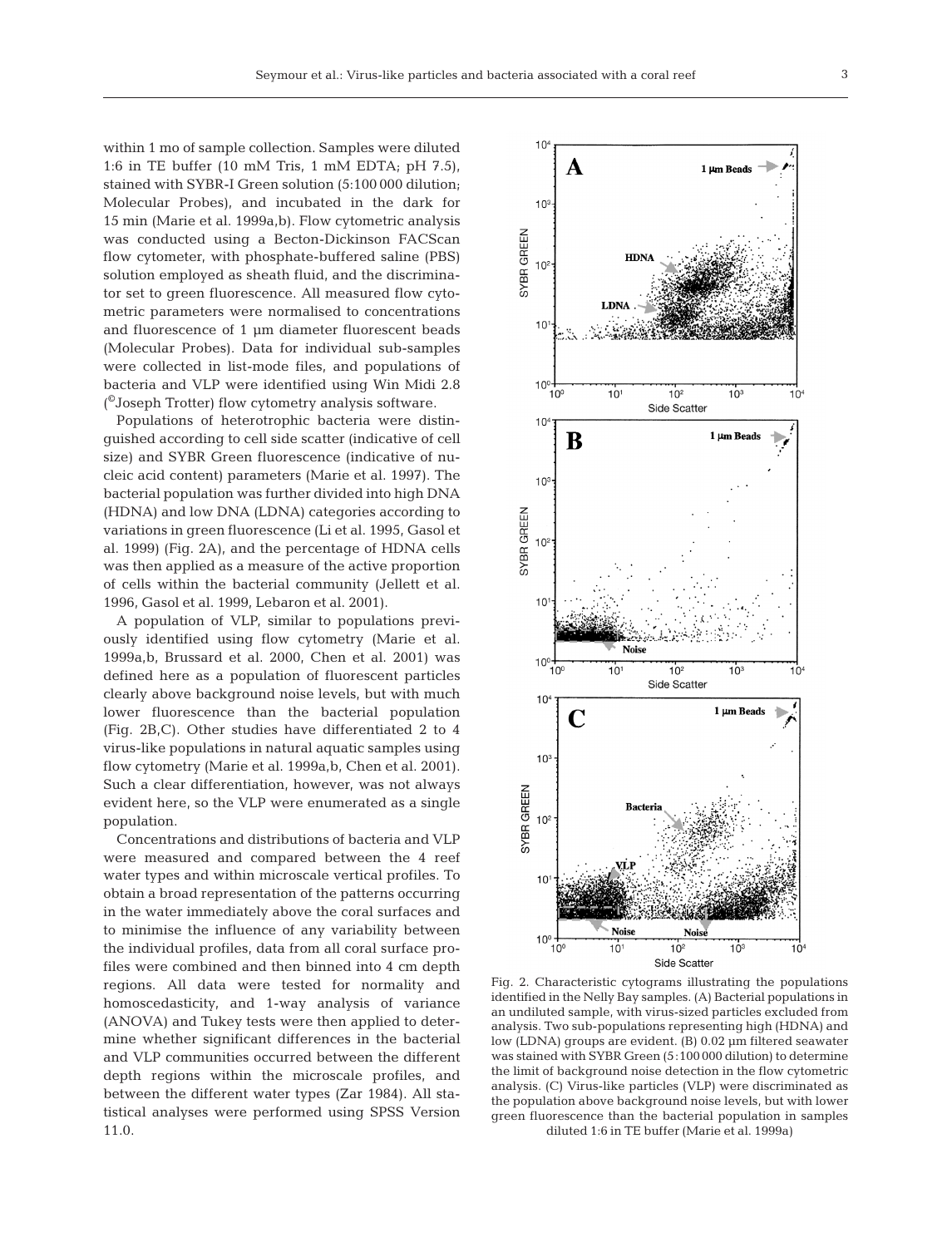within 1 mo of sample collection. Samples were diluted 1:6 in TE buffer (10 mM Tris, 1 mM EDTA; pH 7.5), stained with SYBR-I Green solution (5:100 000 dilution; Molecular Probes), and incubated in the dark for 15 min (Marie et al. 1999a,b). Flow cytometric analysis was conducted using a Becton-Dickinson FACScan flow cytometer, with phosphate-buffered saline (PBS) solution employed as sheath fluid, and the discriminator set to green fluorescence. All measured flow cytometric parameters were normalised to concentrations and fluorescence of 1 µm diameter fluorescent beads (Molecular Probes). Data for individual sub-samples were collected in list-mode files, and populations of bacteria and VLP were identified using Win Midi 2.8 (©Joseph Trotter) flow cytometry analysis software.

Populations of heterotrophic bacteria were distinguished according to cell side scatter (indicative of cell size) and SYBR Green fluorescence (indicative of nucleic acid content) parameters (Marie et al. 1997). The bacterial population was further divided into high DNA (HDNA) and low DNA (LDNA) categories according to variations in green fluorescence (Li et al. 1995, Gasol et al. 1999) (Fig. 2A), and the percentage of HDNA cells was then applied as a measure of the active proportion of cells within the bacterial community (Jellett et al. 1996, Gasol et al. 1999, Lebaron et al. 2001).

A population of VLP, similar to populations previously identified using flow cytometry (Marie et al. 1999a,b, Brussard et al. 2000, Chen et al. 2001) was defined here as a population of fluorescent particles clearly above background noise levels, but with much lower fluorescence than the bacterial population (Fig. 2B,C). Other studies have differentiated 2 to 4 virus-like populations in natural aquatic samples using flow cytometry (Marie et al. 1999a,b, Chen et al. 2001). Such a clear differentiation, however, was not always evident here, so the VLP were enumerated as a single population.

Concentrations and distributions of bacteria and VLP were measured and compared between the 4 reef water types and within microscale vertical profiles. To obtain a broad representation of the patterns occurring in the water immediately above the coral surfaces and to minimise the influence of any variability between the individual profiles, data from all coral surface profiles were combined and then binned into 4 cm depth regions. All data were tested for normality and homoscedasticity, and 1-way analysis of variance (ANOVA) and Tukey tests were then applied to determine whether significant differences in the bacterial and VLP communities occurred between the different depth regions within the microscale profiles, and between the different water types (Zar 1984). All statistical analyses were performed using SPSS Version 11.0.

Fig. 2. Characteristic cytograms illustrating the populations identified in the Nelly Bay samples. (A) Bacterial populations in an undiluted sample, with virus-sized particles excluded from analysis. Two sub-populations representing high (HDNA) and low (LDNA) groups are evident. (B) 0.02 µm filtered seawater was stained with SYBR Green (5:100 000 dilution) to determine the limit of background noise detection in the flow cytometric analysis. (C) Virus-like particles (VLP) were discriminated as the population above background noise levels, but with lower green fluorescence than the bacterial population in samples diluted 1:6 in TE buffer (Marie et al. 1999a)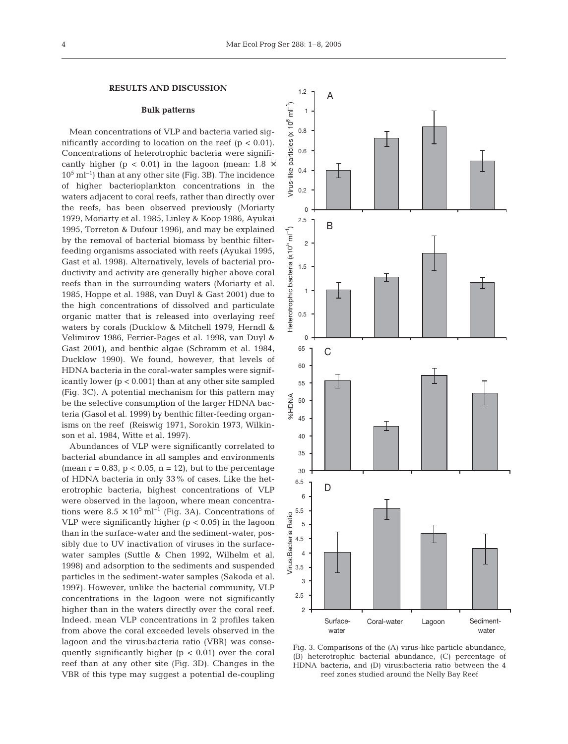## RESULTS AND DISCUSSION

### Bulk patterns

Mean concentrations of VLP and bacteria varied significantly according to location on the reef ($p < 0.01$). Concentrations of heterotrophic bacteria were significantly higher ($p < 0.01$) in the lagoon (mean: $1.8 \times 10^5$ ml$^{-1}$) than at any other site (Fig. 3B). The incidence of higher bacterioplankton concentrations in the waters adjacent to coral reefs, rather than directly over the reefs, has been observed previously (Moriarty 1979, Moriarty et al. 1985, Linley & Koop 1986, Ayukai 1995, Torreton & Dufour 1996), and may be explained by the removal of bacterial biomass by benthic filter-feeding organisms associated with reefs (Ayukai 1995, Gast et al. 1998). Alternatively, levels of bacterial productivity and activity are generally higher above coral reefs than in the surrounding waters (Moriarty et al. 1985, Hoppe et al. 1988, van Duyl & Gast 2001) due to the high concentrations of dissolved and particulate organic matter that is released into overlaying reef waters by corals (Ducklow & Mitchell 1979, Herndl & Velimirov 1986, Ferrier-Pages et al. 1998, van Duyl & Gast 2001), and benthic algae (Schramm et al. 1984, Ducklow 1990). We found, however, that levels of HDNA bacteria in the coral-water samples were significantly lower ($p < 0.001$) than at any other site sampled (Fig. 3C). A potential mechanism for this pattern may be the selective consumption of the larger HDNA bacteria (Gasol et al. 1999) by benthic filter-feeding organisms on the reef (Reiswig 1971, Sorokin 1973, Wilkinson et al. 1984, Witte et al. 1997).

Abundances of VLP were significantly correlated to bacterial abundance in all samples and environments (mean $r = 0.83$, $p < 0.05$, $n = 12$), but to the percentage of HDNA bacteria in only 33% of cases. Like the heterotrophic bacteria, highest concentrations of VLP were observed in the lagoon, where mean concentrations were $8.5 \times 10^5$ ml$^{-1}$ (Fig. 3A). Concentrations of VLP were significantly higher ($p < 0.05$) in the lagoon than in the surface-water and the sediment-water, possibly due to UV inactivation of viruses in the surface-water samples (Suttle & Chen 1992, Wilhelm et al. 1998) and adsorption to the sediments and suspended particles in the sediment-water samples (Sakoda et al. 1997). However, unlike the bacterial community, VLP concentrations in the lagoon were not significantly higher than in the waters directly over the coral reef. Indeed, mean VLP concentrations in 2 profiles taken from above the coral exceeded levels observed in the lagoon and the virus:bacteria ratio (VBR) was consequently significantly higher ($p < 0.01$) over the coral reef than at any other site (Fig. 3D). Changes in the VBR of this type may suggest a potential de-coupling

Fig. 3. Comparisons of the (A) virus-like particle abundance, (B) heterotrophic bacterial abundance, (C) percentage of HDNA bacteria, and (D) virus:bacteria ratio between the 4 reef zones studied around the Nelly Bay Reef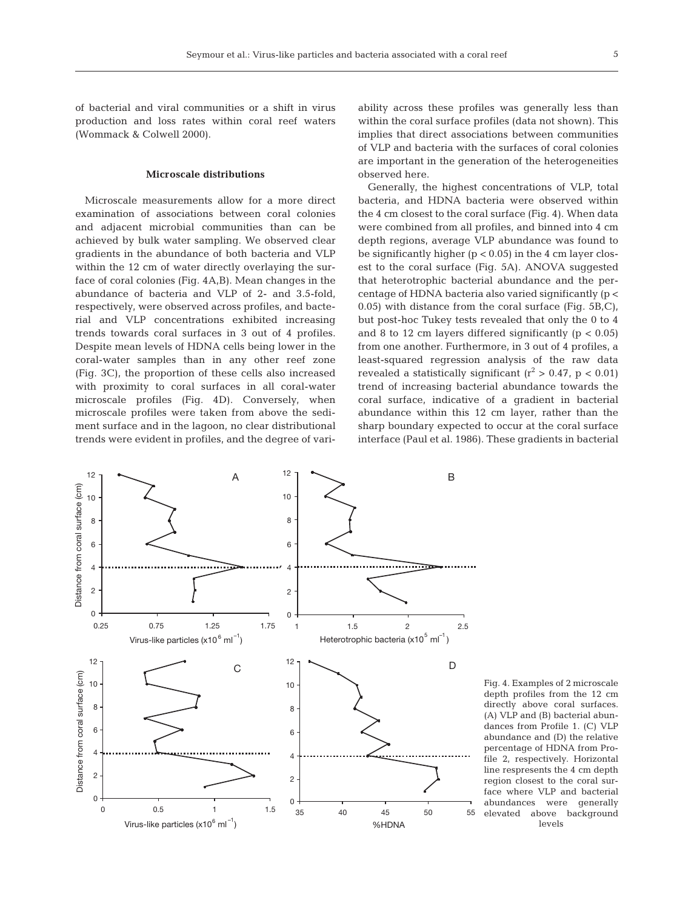of bacterial and viral communities or a shift in virus production and loss rates within coral reef waters (Wommack & Colwell 2000).

### Microscale distributions

Microscale measurements allow for a more direct examination of associations between coral colonies and adjacent microbial communities than can be achieved by bulk water sampling. We observed clear gradients in the abundance of both bacteria and VLP within the 12 cm of water directly overlaying the surface of coral colonies (Fig. 4A,B). Mean changes in the abundance of bacteria and VLP of 2- and 3.5-fold, respectively, were observed across profiles, and bacterial and VLP concentrations exhibited increasing trends towards coral surfaces in 3 out of 4 profiles. Despite mean levels of HDNA cells being lower in the coral-water samples than in any other reef zone (Fig. 3C), the proportion of these cells also increased with proximity to coral surfaces in all coral-water microscale profiles (Fig. 4D). Conversely, when microscale profiles were taken from above the sediment surface and in the lagoon, no clear distributional trends were evident in profiles, and the degree of variability across these profiles was generally less than within the coral surface profiles (data not shown). This implies that direct associations between communities of VLP and bacteria with the surfaces of coral colonies are important in the generation of the heterogeneities observed here.

Generally, the highest concentrations of VLP, total bacteria, and HDNA bacteria were observed within the 4 cm closest to the coral surface (Fig. 4). When data were combined from all profiles, and binned into 4 cm depth regions, average VLP abundance was found to be significantly higher ($p < 0.05$) in the 4 cm layer closest to the coral surface (Fig. 5A). ANOVA suggested that heterotrophic bacterial abundance and the percentage of HDNA bacteria also varied significantly ($p < 0.05$) with distance from the coral surface (Fig. 5B,C), but post-hoc Tukey tests revealed that only the 0 to 4 and 8 to 12 cm layers differed significantly ($p < 0.05$) from one another. Furthermore, in 3 out of 4 profiles, a least-squared regression analysis of the raw data revealed a statistically significant ($r^2 > 0.47$, $p < 0.01$) trend of increasing bacterial abundance towards the coral surface, indicative of a gradient in bacterial abundance within this 12 cm layer, rather than the sharp boundary expected to occur at the coral surface interface (Paul et al. 1986). These gradients in bacterial

Fig. 4. Examples of 2 microscale depth profiles from the 12 cm directly above coral surfaces. (A) VLP and (B) bacterial abundances from Profile 1. (C) VLP abundance and (D) the relative percentage of HDNA from Profile 2, respectively. Horizontal line respresents the 4 cm depth region closest to the coral surface where VLP and bacterial abundances were generally elevated above background levels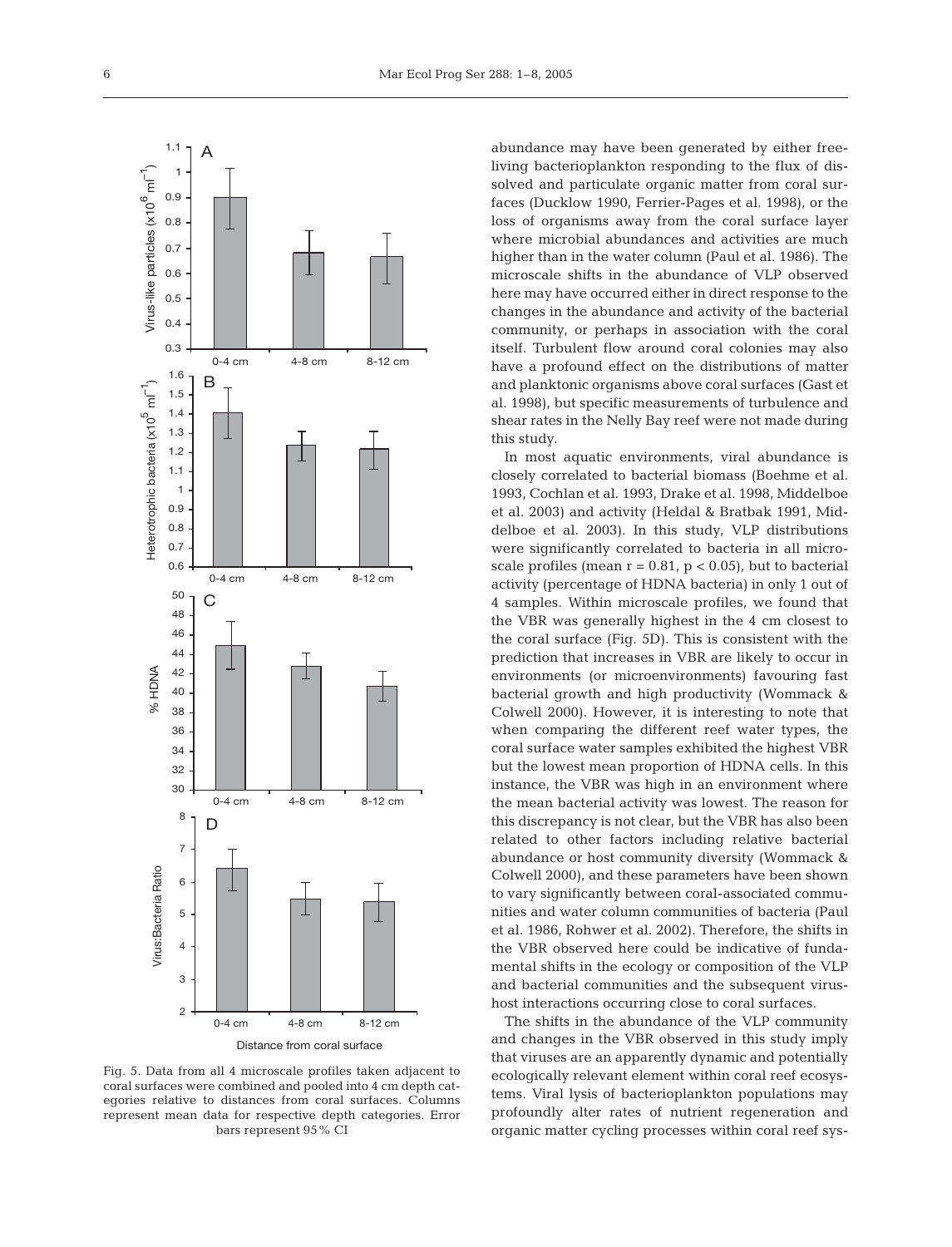Fig. 5. Data from all 4 microscale profiles taken adjacent to coral surfaces were combined and pooled into 4 cm depth categories relative to distances from coral surfaces. Columns represent mean data for respective depth categories. Error bars represent 95% CI

abundance may have been generated by either free-living bacterioplankton responding to the flux of dissolved and particulate organic matter from coral surfaces (Ducklow 1990, Ferrier-Pages et al. 1998), or the loss of organisms away from the coral surface layer where microbial abundances and activities are much higher than in the water column (Paul et al. 1986). The microscale shifts in the abundance of VLP observed here may have occurred either in direct response to the changes in the abundance and activity of the bacterial community, or perhaps in association with the coral itself. Turbulent flow around coral colonies may also have a profound effect on the distributions of matter and planktonic organisms above coral surfaces (Gast et al. 1998), but specific measurements of turbulence and shear rates in the Nelly Bay reef were not made during this study.

In most aquatic environments, viral abundance is closely correlated to bacterial biomass (Boehme et al. 1993, Cochlan et al. 1993, Drake et al. 1998, Middelboe et al. 2003) and activity (Heldal & Bratbak 1991, Middelboe et al. 2003). In this study, VLP distributions were significantly correlated to bacteria in all microscale profiles (mean $r = 0.81$, $p < 0.05$), but to bacterial activity (percentage of HDNA bacteria) in only 1 out of 4 samples. Within microscale profiles, we found that the VBR was generally highest in the 4 cm closest to the coral surface (Fig. 5D). This is consistent with the prediction that increases in VBR are likely to occur in environments (or microenvironments) favouring fast bacterial growth and high productivity (Wommack & Colwell 2000). However, it is interesting to note that when comparing the different reef water types, the coral surface water samples exhibited the highest VBR but the lowest mean proportion of HDNA cells. In this instance, the VBR was high in an environment where the mean bacterial activity was lowest. The reason for this discrepancy is not clear, but the VBR has also been related to other factors including relative bacterial abundance or host community diversity (Wommack & Colwell 2000), and these parameters have been shown to vary significantly between coral-associated communities and water column communities of bacteria (Paul et al. 1986, Rohwer et al. 2002). Therefore, the shifts in the VBR observed here could be indicative of fundamental shifts in the ecology or composition of the VLP and bacterial communities and the subsequent virus-host interactions occurring close to coral surfaces.

The shifts in the abundance of the VLP community and changes in the VBR observed in this study imply that viruses are an apparently dynamic and potentially ecologically relevant element within coral reef ecosystems. Viral lysis of bacterioplankton populations may profoundly alter rates of nutrient regeneration and organic matter cycling processes within coral reef sys-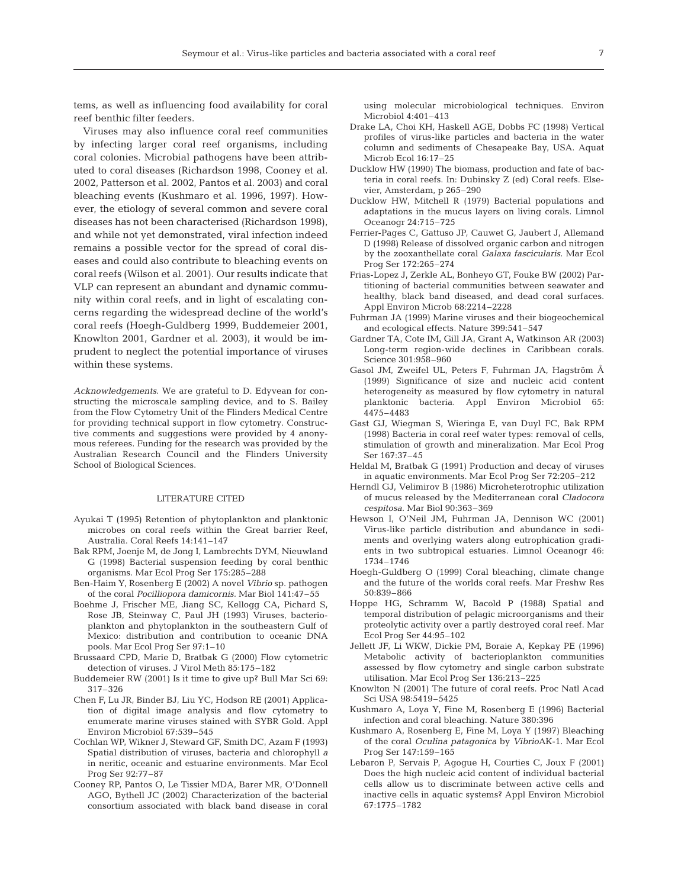tems, as well as influencing food availability for coral reef benthic filter feeders.

Viruses may also influence coral reef communities by infecting larger coral reef organisms, including coral colonies. Microbial pathogens have been attributed to coral diseases (Richardson 1998, Cooney et al. 2002, Patterson et al. 2002, Pantos et al. 2003) and coral bleaching events (Kushmaro et al. 1996, 1997). However, the etiology of several common and severe coral diseases has not been characterised (Richardson 1998), and while not yet demonstrated, viral infection indeed remains a possible vector for the spread of coral diseases and could also contribute to bleaching events on coral reefs (Wilson et al. 2001). Our results indicate that VLP can represent an abundant and dynamic community within coral reefs, and in light of escalating concerns regarding the widespread decline of the world's coral reefs (Hoegh-Guldberg 1999, Buddemeier 2001, Knowlton 2001, Gardner et al. 2003), it would be imprudent to neglect the potential importance of viruses within these systems.

*Acknowledgements.* We are grateful to D. Edyvean for constructing the microscale sampling device, and to S. Bailey from the Flow Cytometry Unit of the Flinders Medical Centre for providing technical support in flow cytometry. Constructive comments and suggestions were provided by 4 anonymous referees. Funding for the research was provided by the Australian Research Council and the Flinders University School of Biological Sciences.

## LITERATURE CITED

- Ayukai T (1995) Retention of phytoplankton and planktonic microbes on coral reefs within the Great barrier Reef, Australia. Coral Reefs 14:141–147
- Bak RPM, Joenje M, de Jong I, Lambrechts DYM, Nieuwland G (1998) Bacterial suspension feeding by coral benthic organisms. Mar Ecol Prog Ser 175:285–288
- Ben-Haim Y, Rosenberg E (2002) A novel *Vibrio* sp. pathogen of the coral *Pocilliopora damicornis.* Mar Biol 141:47–55
- Boehme J, Frischer ME, Jiang SC, Kellogg CA, Pichard S, Rose JB, Steinway C, Paul JH (1993) Viruses, bacterioplankton and phytoplankton in the southeastern Gulf of Mexico: distribution and contribution to oceanic DNA pools. Mar Ecol Prog Ser 97:1–10
- Brussaard CPD, Marie D, Bratbak G (2000) Flow cytometric detection of viruses. J Virol Meth 85:175–182
- Buddemeier RW (2001) Is it time to give up? Bull Mar Sci 69: 317–326
- Chen F, Lu JR, Binder BJ, Liu YC, Hodson RE (2001) Application of digital image analysis and flow cytometry to enumerate marine viruses stained with SYBR Gold. Appl Environ Microbiol 67:539–545
- Cochlan WP, Wikner J, Steward GF, Smith DC, Azam F (1993) Spatial distribution of viruses, bacteria and chlorophyll *a* in neritic, oceanic and estuarine environments. Mar Ecol Prog Ser 92:77–87
- Cooney RP, Pantos O, Le Tissier MDA, Barer MR, O'Donnell AGO, Bythell JC (2002) Characterization of the bacterial consortium associated with black band disease in coral using molecular microbiological techniques. Environ Microbiol 4:401–413
- Drake LA, Choi KH, Haskell AGE, Dobbs FC (1998) Vertical profiles of virus-like particles and bacteria in the water column and sediments of Chesapeake Bay, USA. Aquat Microb Ecol 16:17–25
- Ducklow HW (1990) The biomass, production and fate of bacteria in coral reefs. In: Dubinsky Z (ed) Coral reefs. Elsevier, Amsterdam, p 265–290
- Ducklow HW, Mitchell R (1979) Bacterial populations and adaptations in the mucus layers on living corals. Limnol Oceanogr 24:715–725
- Ferrier-Pages C, Gattuso JP, Cauwet G, Jaubert J, Allemand D (1998) Release of dissolved organic carbon and nitrogen by the zooxanthellate coral *Galaxa fascicularis.* Mar Ecol Prog Ser 172:265–274
- Frias-Lopez J, Zerkle AL, Bonheyo GT, Fouke BW (2002) Partitioning of bacterial communities between seawater and healthy, black band diseased, and dead coral surfaces. Appl Environ Microb 68:2214–2228
- Fuhrman JA (1999) Marine viruses and their biogeochemical and ecological effects. Nature 399:541–547
- Gardner TA, Cote IM, Gill JA, Grant A, Watkinson AR (2003) Long-term region-wide declines in Caribbean corals. Science 301:958–960
- Gasol JM, Zweifel UL, Peters F, Fuhrman JA, Hagström Å (1999) Significance of size and nucleic acid content heterogeneity as measured by flow cytometry in natural planktonic bacteria. Appl Environ Microbiol 65: 4475–4483
- Gast GJ, Wiegman S, Wieringa E, van Duyl FC, Bak RPM (1998) Bacteria in coral reef water types: removal of cells, stimulation of growth and mineralization. Mar Ecol Prog Ser 167:37–45
- Heldal M, Bratbak G (1991) Production and decay of viruses in aquatic environments. Mar Ecol Prog Ser 72:205–212
- Herndl GJ, Velimirov B (1986) Microheterotrophic utilization of mucus released by the Mediterranean coral *Cladocora cespitosa.* Mar Biol 90:363–369
- Hewson I, O'Neil JM, Fuhrman JA, Dennison WC (2001) Virus-like particle distribution and abundance in sediments and overlying waters along eutrophication gradients in two subtropical estuaries. Limnol Oceanogr 46: 1734–1746
- Hoegh-Guldberg O (1999) Coral bleaching, climate change and the future of the worlds coral reefs. Mar Freshw Res 50:839–866
- Hoppe HG, Schramm W, Bacold P (1988) Spatial and temporal distribution of pelagic microorganisms and their proteolytic activity over a partly destroyed coral reef. Mar Ecol Prog Ser 44:95–102
- Jellett JF, Li WKW, Dickie PM, Boraie A, Kepkay PE (1996) Metabolic activity of bacterioplankton communities assessed by flow cytometry and single carbon substrate utilisation. Mar Ecol Prog Ser 136:213–225
- Knowlton N (2001) The future of coral reefs. Proc Natl Acad Sci USA 98:5419–5425
- Kushmaro A, Loya Y, Fine M, Rosenberg E (1996) Bacterial infection and coral bleaching. Nature 380:396
- Kushmaro A, Rosenberg E, Fine M, Loya Y (1997) Bleaching of the coral *Oculina patagonica* by *Vibrio*AK-1. Mar Ecol Prog Ser 147:159–165
- Lebaron P, Servais P, Agogue H, Courties C, Joux F (2001) Does the high nucleic acid content of individual bacterial cells allow us to discriminate between active cells and inactive cells in aquatic systems? Appl Environ Microbiol 67:1775–1782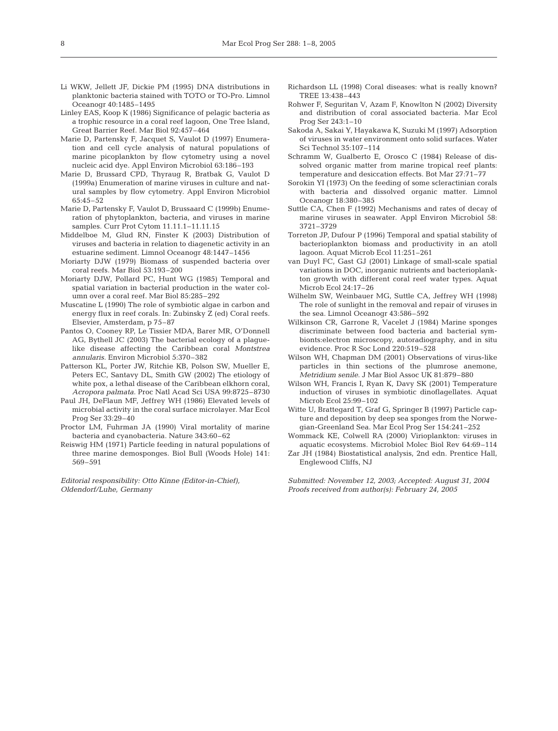Li WKW, Jellett JF, Dickie PM (1995) DNA distributions in planktonic bacteria stained with TOTO or TO-Pro. Limnol Oceanogr 40:1485–1495

Linley EAS, Koop K (1986) Significance of pelagic bacteria as a trophic resource in a coral reef lagoon, One Tree Island, Great Barrier Reef. Mar Biol 92:457–464

Marie D, Partensky F, Jacquet S, Vaulot D (1997) Enumeration and cell cycle analysis of natural populations of marine picoplankton by flow cytometry using a novel nucleic acid dye. Appl Environ Microbiol 63:186–193

Marie D, Brussard CPD, Thyraug R, Bratbak G, Vaulot D (1999a) Enumeration of marine viruses in culture and natural samples by flow cytometry. Appl Environ Microbiol 65:45–52

Marie D, Partensky F, Vaulot D, Brussaard C (1999b) Enumeration of phytoplankton, bacteria, and viruses in marine samples. Curr Prot Cytom 11.11.1–11.11.15

Middelboe M, Glud RN, Finster K (2003) Distribution of viruses and bacteria in relation to diagenetic activity in an estuarine sediment. Limnol Oceanogr 48:1447–1456

Moriarty DJW (1979) Biomass of suspended bacteria over coral reefs. Mar Biol 53:193–200

Moriarty DJW, Pollard PC, Hunt WG (1985) Temporal and spatial variation in bacterial production in the water column over a coral reef. Mar Biol 85:285–292

Muscatine L (1990) The role of symbiotic algae in carbon and energy flux in reef corals. In: Zubinsky Z (ed) Coral reefs. Elsevier, Amsterdam, p 75–87

Pantos O, Cooney RP, Le Tissier MDA, Barer MR, O'Donnell AG, Bythell JC (2003) The bacterial ecology of a plague-like disease affecting the Caribbean coral *Montstrea annularis*. Environ Microbiol 5:370–382

Patterson KL, Porter JW, Ritchie KB, Polson SW, Mueller E, Peters EC, Santavy DL, Smith GW (2002) The etiology of white pox, a lethal disease of the Caribbean elkhorn coral, *Acropora palmata*. Proc Natl Acad Sci USA 99:8725–8730

Paul JH, DeFlaun MF, Jeffrey WH (1986) Elevated levels of microbial activity in the coral surface microlayer. Mar Ecol Prog Ser 33:29–40

Proctor LM, Fuhrman JA (1990) Viral mortality of marine bacteria and cyanobacteria. Nature 343:60–62

Reiswig HM (1971) Particle feeding in natural populations of three marine demosponges. Biol Bull (Woods Hole) 141: 569–591

Richardson LL (1998) Coral diseases: what is really known? TREE 13:438–443

Rohwer F, Seguritan V, Azam F, Knowlton N (2002) Diversity and distribution of coral associated bacteria. Mar Ecol Prog Ser 243:1–10

Sakoda A, Sakai Y, Hayakawa K, Suzuki M (1997) Adsorption of viruses in water environment onto solid surfaces. Water Sci Technol 35:107–114

Schramm W, Gualberto E, Orosco C (1984) Release of dissolved organic matter from marine tropical reef plants: temperature and desiccation effects. Bot Mar 27:71–77

Sorokin YI (1973) On the feeding of some scleractinian corals with bacteria and dissolved organic matter. Limnol Oceanogr 18:380–385

Suttle CA, Chen F (1992) Mechanisms and rates of decay of marine viruses in seawater. Appl Environ Microbiol 58: 3721–3729

Torreton JP, Dufour P (1996) Temporal and spatial stability of bacterioplankton biomass and productivity in an atoll lagoon. Aquat Microb Ecol 11:251–261

van Duyl FC, Gast GJ (2001) Linkage of small-scale spatial variations in DOC, inorganic nutrients and bacterioplankton growth with different coral reef water types. Aquat Microb Ecol 24:17–26

Wilhelm SW, Weinbauer MG, Suttle CA, Jeffrey WH (1998) The role of sunlight in the removal and repair of viruses in the sea. Limnol Oceanogr 43:586–592

Wilkinson CR, Garrone R, Vacelet J (1984) Marine sponges discriminate between food bacteria and bacterial symbionts:electron microscopy, autoradiography, and in situ evidence. Proc R Soc Lond 220:519–528

Wilson WH, Chapman DM (2001) Observations of virus-like particles in thin sections of the plumrose anemone, *Metridium senile*. J Mar Biol Assoc UK 81:879–880

Wilson WH, Francis I, Ryan K, Davy SK (2001) Temperature induction of viruses in symbiotic dinoflagellates. Aquat Microb Ecol 25:99–102

Witte U, Brattegard T, Graf G, Springer B (1997) Particle capture and deposition by deep sea sponges from the Norwegian-Greenland Sea. Mar Ecol Prog Ser 154:241–252

Wommack KE, Colwell RA (2000) Virioplankton: viruses in aquatic ecosystems. Microbiol Molec Biol Rev 64:69–114

Zar JH (1984) Biostatistical analysis, 2nd edn. Prentice Hall, Englewood Cliffs, NJ

*Editorial responsibility: Otto Kinne (Editor-in-Chief), Oldendorf/Luhe, Germany*

*Submitted: November 12, 2003; Accepted: August 31, 2004*
*Proofs received from author(s): February 24, 2005*